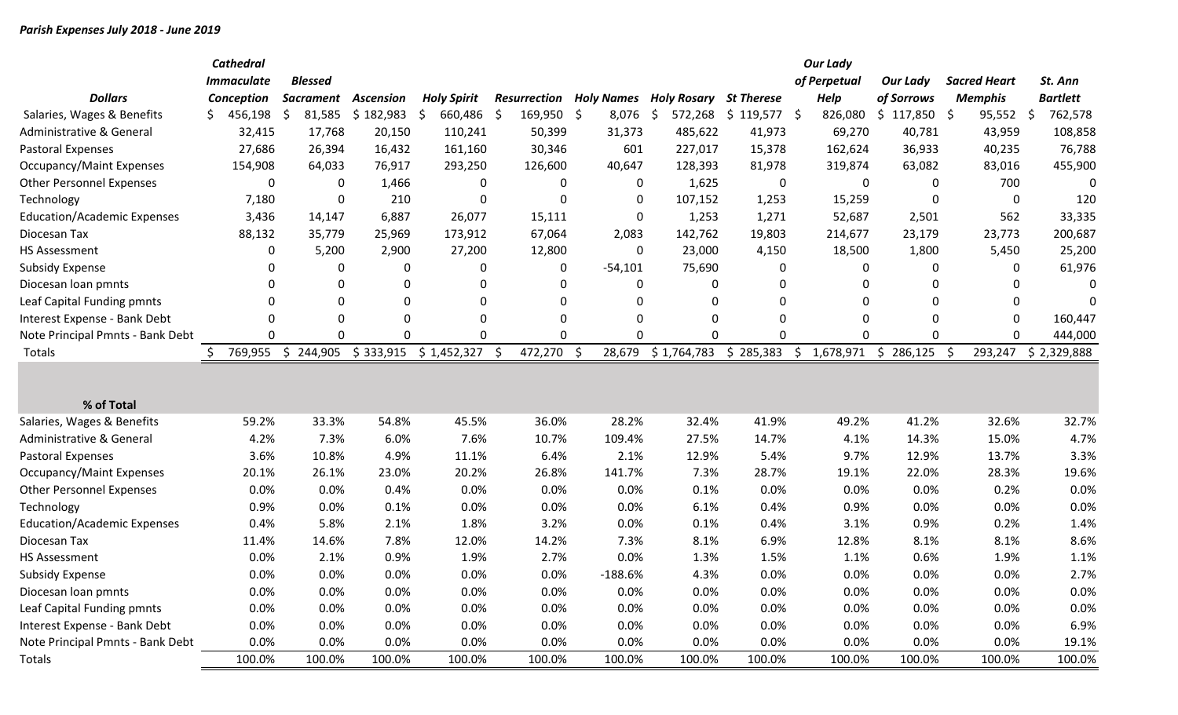***Parish Expenses July 2018 - June 2019***

| **Dollars** | **Cathedral Immaculate Conception** | **Blessed Sacrament** | **Ascension** | **Holy Spirit** | **Resurrection** | **Holy Names** | **Holy Rosary** | **St Therese** | **Our Lady of Perpetual Help** | **Our Lady of Sorrows** | **Sacred Heart Memphis** | **St. Ann Bartlett** |
|---|---|---|---|---|---|---|---|---|---|---|---|---|
| Salaries, Wages & Benefits | $ 456,198 | $ 81,585 | $ 182,983 | $ 660,486 | $ 169,950 | $ 8,076 | $ 572,268 | $ 119,577 | $ 826,080 | $ 117,850 | $ 95,552 | $ 762,578 |
| Administrative & General | 32,415 | 17,768 | 20,150 | 110,241 | 50,399 | 31,373 | 485,622 | 41,973 | 69,270 | 40,781 | 43,959 | 108,858 |
| Pastoral Expenses | 27,686 | 26,394 | 16,432 | 161,160 | 30,346 | 601 | 227,017 | 15,378 | 162,624 | 36,933 | 40,235 | 76,788 |
| Occupancy/Maint Expenses | 154,908 | 64,033 | 76,917 | 293,250 | 126,600 | 40,647 | 128,393 | 81,978 | 319,874 | 63,082 | 83,016 | 455,900 |
| Other Personnel Expenses | 0 | 0 | 1,466 | 0 | 0 | 0 | 1,625 | 0 | 0 | 0 | 700 | 0 |
| Technology | 7,180 | 0 | 210 | 0 | 0 | 0 | 107,152 | 1,253 | 15,259 | 0 | 0 | 120 |
| Education/Academic Expenses | 3,436 | 14,147 | 6,887 | 26,077 | 15,111 | 0 | 1,253 | 1,271 | 52,687 | 2,501 | 562 | 33,335 |
| Diocesan Tax | 88,132 | 35,779 | 25,969 | 173,912 | 67,064 | 2,083 | 142,762 | 19,803 | 214,677 | 23,179 | 23,773 | 200,687 |
| HS Assessment | 0 | 5,200 | 2,900 | 27,200 | 12,800 | 0 | 23,000 | 4,150 | 18,500 | 1,800 | 5,450 | 25,200 |
| Subsidy Expense | 0 | 0 | 0 | 0 | 0 | -54,101 | 75,690 | 0 | 0 | 0 | 0 | 61,976 |
| Diocesan loan pmnts | 0 | 0 | 0 | 0 | 0 | 0 | 0 | 0 | 0 | 0 | 0 | 0 |
| Leaf Capital Funding pmnts | 0 | 0 | 0 | 0 | 0 | 0 | 0 | 0 | 0 | 0 | 0 | 0 |
| Interest Expense - Bank Debt | 0 | 0 | 0 | 0 | 0 | 0 | 0 | 0 | 0 | 0 | 0 | 160,447 |
| Note Principal Pmnts - Bank Debt | 0 | 0 | 0 | 0 | 0 | 0 | 0 | 0 | 0 | 0 | 0 | 444,000 |
| Totals | $ 769,955 | $ 244,905 | $ 333,915 | $ 1,452,327 | $ 472,270 | $ 28,679 | $ 1,764,783 | $ 285,383 | $ 1,678,971 | $ 286,125 | $ 293,247 | $ 2,329,888 |
| | | | | | | | | | | | | |
| **% of Total** | | | | | | | | | | | | |
| Salaries, Wages & Benefits | 59.2% | 33.3% | 54.8% | 45.5% | 36.0% | 28.2% | 32.4% | 41.9% | 49.2% | 41.2% | 32.6% | 32.7% |
| Administrative & General | 4.2% | 7.3% | 6.0% | 7.6% | 10.7% | 109.4% | 27.5% | 14.7% | 4.1% | 14.3% | 15.0% | 4.7% |
| Pastoral Expenses | 3.6% | 10.8% | 4.9% | 11.1% | 6.4% | 2.1% | 12.9% | 5.4% | 9.7% | 12.9% | 13.7% | 3.3% |
| Occupancy/Maint Expenses | 20.1% | 26.1% | 23.0% | 20.2% | 26.8% | 141.7% | 7.3% | 28.7% | 19.1% | 22.0% | 28.3% | 19.6% |
| Other Personnel Expenses | 0.0% | 0.0% | 0.4% | 0.0% | 0.0% | 0.0% | 0.1% | 0.0% | 0.0% | 0.0% | 0.2% | 0.0% |
| Technology | 0.9% | 0.0% | 0.1% | 0.0% | 0.0% | 0.0% | 6.1% | 0.4% | 0.9% | 0.0% | 0.0% | 0.0% |
| Education/Academic Expenses | 0.4% | 5.8% | 2.1% | 1.8% | 3.2% | 0.0% | 0.1% | 0.4% | 3.1% | 0.9% | 0.2% | 1.4% |
| Diocesan Tax | 11.4% | 14.6% | 7.8% | 12.0% | 14.2% | 7.3% | 8.1% | 6.9% | 12.8% | 8.1% | 8.1% | 8.6% |
| HS Assessment | 0.0% | 2.1% | 0.9% | 1.9% | 2.7% | 0.0% | 1.3% | 1.5% | 1.1% | 0.6% | 1.9% | 1.1% |
| Subsidy Expense | 0.0% | 0.0% | 0.0% | 0.0% | 0.0% | -188.6% | 4.3% | 0.0% | 0.0% | 0.0% | 0.0% | 2.7% |
| Diocesan loan pmnts | 0.0% | 0.0% | 0.0% | 0.0% | 0.0% | 0.0% | 0.0% | 0.0% | 0.0% | 0.0% | 0.0% | 0.0% |
| Leaf Capital Funding pmnts | 0.0% | 0.0% | 0.0% | 0.0% | 0.0% | 0.0% | 0.0% | 0.0% | 0.0% | 0.0% | 0.0% | 0.0% |
| Interest Expense - Bank Debt | 0.0% | 0.0% | 0.0% | 0.0% | 0.0% | 0.0% | 0.0% | 0.0% | 0.0% | 0.0% | 0.0% | 6.9% |
| Note Principal Pmnts - Bank Debt | 0.0% | 0.0% | 0.0% | 0.0% | 0.0% | 0.0% | 0.0% | 0.0% | 0.0% | 0.0% | 0.0% | 19.1% |
| Totals | 100.0% | 100.0% | 100.0% | 100.0% | 100.0% | 100.0% | 100.0% | 100.0% | 100.0% | 100.0% | 100.0% | 100.0% |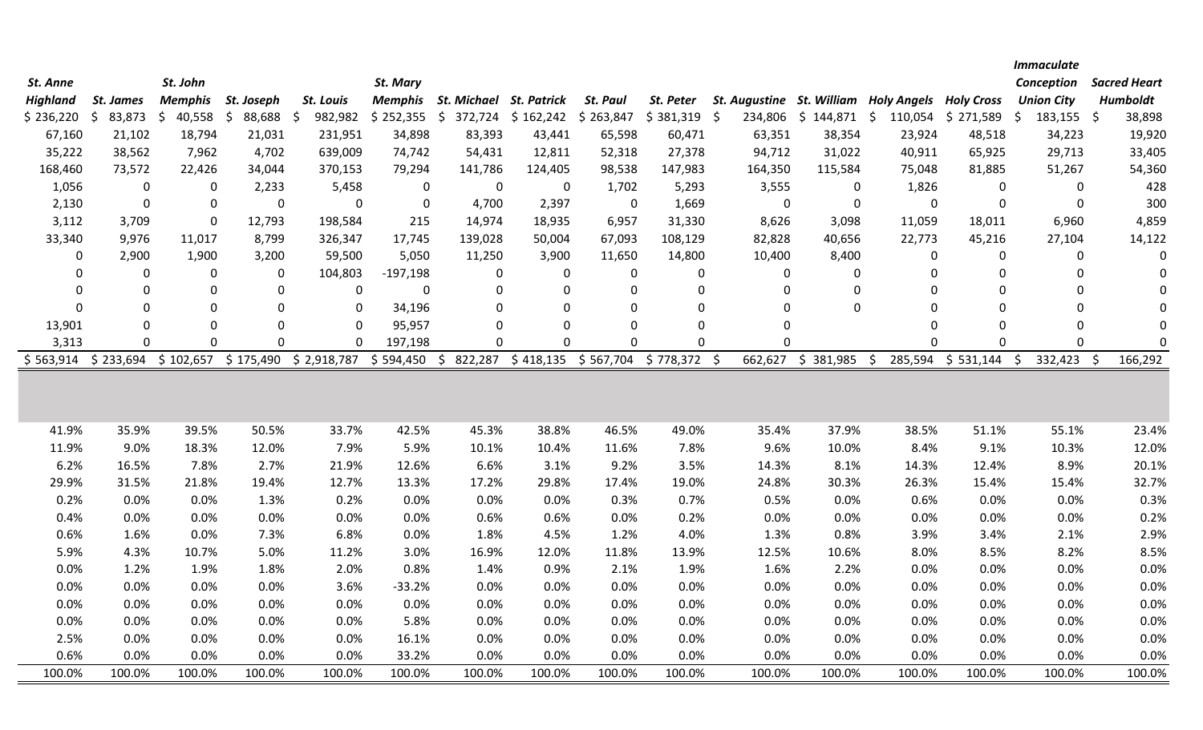| St. Anne Highland | St. James | St. John Memphis | St. Joseph | St. Louis | St. Mary Memphis | St. Michael | St. Patrick | St. Paul | St. Peter | St. Augustine | St. William | Holy Angels | Holy Cross | Immaculate Conception Union City | Sacred Heart Humboldt |
|---|---|---|---|---|---|---|---|---|---|---|---|---|---|---|---|
| $ 236,220 | $ 83,873 | $ 40,558 | $ 88,688 | $ 982,982 | $ 252,355 | $ 372,724 | $ 162,242 | $ 263,847 | $ 381,319 | $ 234,806 | $ 144,871 | $ 110,054 | $ 271,589 | $ 183,155 | $ 38,898 |
| 67,160 | 21,102 | 18,794 | 21,031 | 231,951 | 34,898 | 83,393 | 43,441 | 65,598 | 60,471 | 63,351 | 38,354 | 23,924 | 48,518 | 34,223 | 19,920 |
| 35,222 | 38,562 | 7,962 | 4,702 | 639,009 | 74,742 | 54,431 | 12,811 | 52,318 | 27,378 | 94,712 | 31,022 | 40,911 | 65,925 | 29,713 | 33,405 |
| 168,460 | 73,572 | 22,426 | 34,044 | 370,153 | 79,294 | 141,786 | 124,405 | 98,538 | 147,983 | 164,350 | 115,584 | 75,048 | 81,885 | 51,267 | 54,360 |
| 1,056 | 0 | 0 | 2,233 | 5,458 | 0 | 0 | 0 | 1,702 | 5,293 | 3,555 | 0 | 1,826 | 0 | 0 | 428 |
| 2,130 | 0 | 0 | 0 | 0 | 0 | 4,700 | 2,397 | 0 | 1,669 | 0 | 0 | 0 | 0 | 0 | 300 |
| 3,112 | 3,709 | 0 | 12,793 | 198,584 | 215 | 14,974 | 18,935 | 6,957 | 31,330 | 8,626 | 3,098 | 11,059 | 18,011 | 6,960 | 4,859 |
| 33,340 | 9,976 | 11,017 | 8,799 | 326,347 | 17,745 | 139,028 | 50,004 | 67,093 | 108,129 | 82,828 | 40,656 | 22,773 | 45,216 | 27,104 | 14,122 |
| 0 | 2,900 | 1,900 | 3,200 | 59,500 | 5,050 | 11,250 | 3,900 | 11,650 | 14,800 | 10,400 | 8,400 | 0 | 0 | 0 | 0 |
| 0 | 0 | 0 | 0 | 104,803 | -197,198 | 0 | 0 | 0 | 0 | 0 | 0 | 0 | 0 | 0 | 0 |
| 0 | 0 | 0 | 0 | 0 | 0 | 0 | 0 | 0 | 0 | 0 | 0 | 0 | 0 | 0 | 0 |
| 0 | 0 | 0 | 0 | 0 | 34,196 | 0 | 0 | 0 | 0 | 0 | 0 | 0 | 0 | 0 | 0 |
| 13,901 | 0 | 0 | 0 | 0 | 95,957 | 0 | 0 | 0 | 0 | 0 | | 0 | 0 | 0 | 0 |
| 3,313 | 0 | 0 | 0 | 0 | 197,198 | 0 | 0 | 0 | 0 | 0 | | 0 | 0 | 0 | 0 |
| $ 563,914 | $ 233,694 | $ 102,657 | $ 175,490 | $ 2,918,787 | $ 594,450 | $ 822,287 | $ 418,135 | $ 567,704 | $ 778,372 | $ 662,627 | $ 381,985 | $ 285,594 | $ 531,144 | $ 332,423 | $ 166,292 |
| | | | | | | | | | | | | | | | |
| 41.9% | 35.9% | 39.5% | 50.5% | 33.7% | 42.5% | 45.3% | 38.8% | 46.5% | 49.0% | 35.4% | 37.9% | 38.5% | 51.1% | 55.1% | 23.4% |
| 11.9% | 9.0% | 18.3% | 12.0% | 7.9% | 5.9% | 10.1% | 10.4% | 11.6% | 7.8% | 9.6% | 10.0% | 8.4% | 9.1% | 10.3% | 12.0% |
| 6.2% | 16.5% | 7.8% | 2.7% | 21.9% | 12.6% | 6.6% | 3.1% | 9.2% | 3.5% | 14.3% | 8.1% | 14.3% | 12.4% | 8.9% | 20.1% |
| 29.9% | 31.5% | 21.8% | 19.4% | 12.7% | 13.3% | 17.2% | 29.8% | 17.4% | 19.0% | 24.8% | 30.3% | 26.3% | 15.4% | 15.4% | 32.7% |
| 0.2% | 0.0% | 0.0% | 1.3% | 0.2% | 0.0% | 0.0% | 0.0% | 0.3% | 0.7% | 0.5% | 0.0% | 0.6% | 0.0% | 0.0% | 0.3% |
| 0.4% | 0.0% | 0.0% | 0.0% | 0.0% | 0.0% | 0.6% | 0.6% | 0.0% | 0.2% | 0.0% | 0.0% | 0.0% | 0.0% | 0.0% | 0.2% |
| 0.6% | 1.6% | 0.0% | 7.3% | 6.8% | 0.0% | 1.8% | 4.5% | 1.2% | 4.0% | 1.3% | 0.8% | 3.9% | 3.4% | 2.1% | 2.9% |
| 5.9% | 4.3% | 10.7% | 5.0% | 11.2% | 3.0% | 16.9% | 12.0% | 11.8% | 13.9% | 12.5% | 10.6% | 8.0% | 8.5% | 8.2% | 8.5% |
| 0.0% | 1.2% | 1.9% | 1.8% | 2.0% | 0.8% | 1.4% | 0.9% | 2.1% | 1.9% | 1.6% | 2.2% | 0.0% | 0.0% | 0.0% | 0.0% |
| 0.0% | 0.0% | 0.0% | 0.0% | 3.6% | -33.2% | 0.0% | 0.0% | 0.0% | 0.0% | 0.0% | 0.0% | 0.0% | 0.0% | 0.0% | 0.0% |
| 0.0% | 0.0% | 0.0% | 0.0% | 0.0% | 0.0% | 0.0% | 0.0% | 0.0% | 0.0% | 0.0% | 0.0% | 0.0% | 0.0% | 0.0% | 0.0% |
| 0.0% | 0.0% | 0.0% | 0.0% | 0.0% | 5.8% | 0.0% | 0.0% | 0.0% | 0.0% | 0.0% | 0.0% | 0.0% | 0.0% | 0.0% | 0.0% |
| 2.5% | 0.0% | 0.0% | 0.0% | 0.0% | 16.1% | 0.0% | 0.0% | 0.0% | 0.0% | 0.0% | 0.0% | 0.0% | 0.0% | 0.0% | 0.0% |
| 0.6% | 0.0% | 0.0% | 0.0% | 0.0% | 33.2% | 0.0% | 0.0% | 0.0% | 0.0% | 0.0% | 0.0% | 0.0% | 0.0% | 0.0% | 0.0% |
| 100.0% | 100.0% | 100.0% | 100.0% | 100.0% | 100.0% | 100.0% | 100.0% | 100.0% | 100.0% | 100.0% | 100.0% | 100.0% | 100.0% | 100.0% | 100.0% |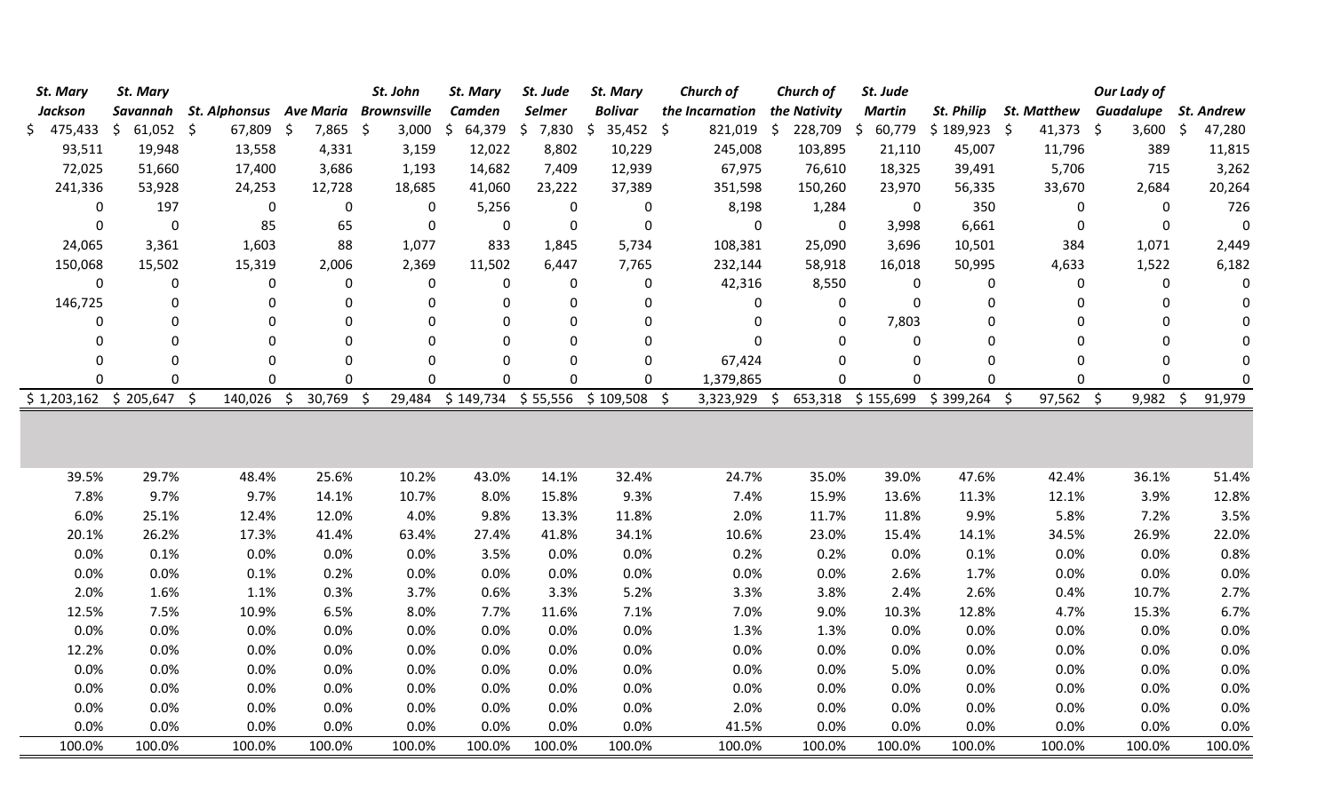| St. Mary Jackson | St. Mary Savannah | St. Alphonsus | Ave Maria | St. John Brownsville | St. Mary Camden | St. Jude Selmer | St. Mary Bolivar | Church of the Incarnation | Church of the Nativity | St. Jude Martin | St. Philip | St. Matthew | Our Lady of Guadalupe | St. Andrew |
|---|---|---|---|---|---|---|---|---|---|---|---|---|---|---|
| $ 475,433 | $ 61,052 | $ 67,809 | $ 7,865 | $ 3,000 | $ 64,379 | $ 7,830 | $ 35,452 | $ 821,019 | $ 228,709 | $ 60,779 | $ 189,923 | $ 41,373 | $ 3,600 | $ 47,280 |
| 93,511 | 19,948 | 13,558 | 4,331 | 3,159 | 12,022 | 8,802 | 10,229 | 245,008 | 103,895 | 21,110 | 45,007 | 11,796 | 389 | 11,815 |
| 72,025 | 51,660 | 17,400 | 3,686 | 1,193 | 14,682 | 7,409 | 12,939 | 67,975 | 76,610 | 18,325 | 39,491 | 5,706 | 715 | 3,262 |
| 241,336 | 53,928 | 24,253 | 12,728 | 18,685 | 41,060 | 23,222 | 37,389 | 351,598 | 150,260 | 23,970 | 56,335 | 33,670 | 2,684 | 20,264 |
| 0 | 197 | 0 | 0 | 0 | 5,256 | 0 | 0 | 8,198 | 1,284 | 0 | 350 | 0 | 0 | 726 |
| 0 | 0 | 85 | 65 | 0 | 0 | 0 | 0 | 0 | 0 | 3,998 | 6,661 | 0 | 0 | 0 |
| 24,065 | 3,361 | 1,603 | 88 | 1,077 | 833 | 1,845 | 5,734 | 108,381 | 25,090 | 3,696 | 10,501 | 384 | 1,071 | 2,449 |
| 150,068 | 15,502 | 15,319 | 2,006 | 2,369 | 11,502 | 6,447 | 7,765 | 232,144 | 58,918 | 16,018 | 50,995 | 4,633 | 1,522 | 6,182 |
| 0 | 0 | 0 | 0 | 0 | 0 | 0 | 0 | 42,316 | 8,550 | 0 | 0 | 0 | 0 | 0 |
| 146,725 | 0 | 0 | 0 | 0 | 0 | 0 | 0 | 0 | 0 | 0 | 0 | 0 | 0 | 0 |
| 0 | 0 | 0 | 0 | 0 | 0 | 0 | 0 | 0 | 0 | 7,803 | 0 | 0 | 0 | 0 |
| 0 | 0 | 0 | 0 | 0 | 0 | 0 | 0 | 0 | 0 | 0 | 0 | 0 | 0 | 0 |
| 0 | 0 | 0 | 0 | 0 | 0 | 0 | 0 | 67,424 | 0 | 0 | 0 | 0 | 0 | 0 |
| 0 | 0 | 0 | 0 | 0 | 0 | 0 | 0 | 1,379,865 | 0 | 0 | 0 | 0 | 0 | 0 |
| $ 1,203,162 | $ 205,647 | $ 140,026 | $ 30,769 | $ 29,484 | $ 149,734 | $ 55,556 | $ 109,508 | $ 3,323,929 | $ 653,318 | $ 155,699 | $ 399,264 | $ 97,562 | $ 9,982 | $ 91,979 |
| | | | | | | | | | | | | | | |
| 39.5% | 29.7% | 48.4% | 25.6% | 10.2% | 43.0% | 14.1% | 32.4% | 24.7% | 35.0% | 39.0% | 47.6% | 42.4% | 36.1% | 51.4% |
| 7.8% | 9.7% | 9.7% | 14.1% | 10.7% | 8.0% | 15.8% | 9.3% | 7.4% | 15.9% | 13.6% | 11.3% | 12.1% | 3.9% | 12.8% |
| 6.0% | 25.1% | 12.4% | 12.0% | 4.0% | 9.8% | 13.3% | 11.8% | 2.0% | 11.7% | 11.8% | 9.9% | 5.8% | 7.2% | 3.5% |
| 20.1% | 26.2% | 17.3% | 41.4% | 63.4% | 27.4% | 41.8% | 34.1% | 10.6% | 23.0% | 15.4% | 14.1% | 34.5% | 26.9% | 22.0% |
| 0.0% | 0.1% | 0.0% | 0.0% | 0.0% | 3.5% | 0.0% | 0.0% | 0.2% | 0.2% | 0.0% | 0.1% | 0.0% | 0.0% | 0.8% |
| 0.0% | 0.0% | 0.1% | 0.2% | 0.0% | 0.0% | 0.0% | 0.0% | 0.0% | 0.0% | 2.6% | 1.7% | 0.0% | 0.0% | 0.0% |
| 2.0% | 1.6% | 1.1% | 0.3% | 3.7% | 0.6% | 3.3% | 5.2% | 3.3% | 3.8% | 2.4% | 2.6% | 0.4% | 10.7% | 2.7% |
| 12.5% | 7.5% | 10.9% | 6.5% | 8.0% | 7.7% | 11.6% | 7.1% | 7.0% | 9.0% | 10.3% | 12.8% | 4.7% | 15.3% | 6.7% |
| 0.0% | 0.0% | 0.0% | 0.0% | 0.0% | 0.0% | 0.0% | 0.0% | 1.3% | 1.3% | 0.0% | 0.0% | 0.0% | 0.0% | 0.0% |
| 12.2% | 0.0% | 0.0% | 0.0% | 0.0% | 0.0% | 0.0% | 0.0% | 0.0% | 0.0% | 0.0% | 0.0% | 0.0% | 0.0% | 0.0% |
| 0.0% | 0.0% | 0.0% | 0.0% | 0.0% | 0.0% | 0.0% | 0.0% | 0.0% | 0.0% | 5.0% | 0.0% | 0.0% | 0.0% | 0.0% |
| 0.0% | 0.0% | 0.0% | 0.0% | 0.0% | 0.0% | 0.0% | 0.0% | 0.0% | 0.0% | 0.0% | 0.0% | 0.0% | 0.0% | 0.0% |
| 0.0% | 0.0% | 0.0% | 0.0% | 0.0% | 0.0% | 0.0% | 0.0% | 2.0% | 0.0% | 0.0% | 0.0% | 0.0% | 0.0% | 0.0% |
| 0.0% | 0.0% | 0.0% | 0.0% | 0.0% | 0.0% | 0.0% | 0.0% | 41.5% | 0.0% | 0.0% | 0.0% | 0.0% | 0.0% | 0.0% |
| 100.0% | 100.0% | 100.0% | 100.0% | 100.0% | 100.0% | 100.0% | 100.0% | 100.0% | 100.0% | 100.0% | 100.0% | 100.0% | 100.0% | 100.0% |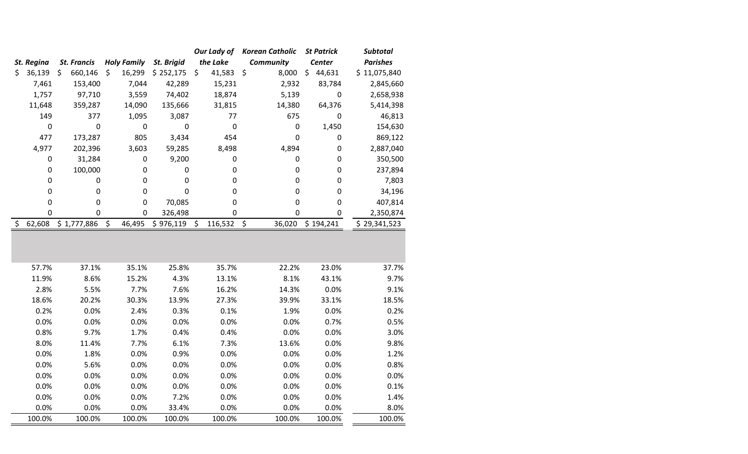| St. Regina | St. Francis | Holy Family | St. Brigid | Our Lady of the Lake | Korean Catholic Community | St Patrick Center | Subtotal Parishes |
|---|---|---|---|---|---|---|---|
| $ 36,139 | $ 660,146 | $ 16,299 | $ 252,175 | $ 41,583 | $ 8,000 | $ 44,631 | $ 11,075,840 |
| 7,461 | 153,400 | 7,044 | 42,289 | 15,231 | 2,932 | 83,784 | 2,845,660 |
| 1,757 | 97,710 | 3,559 | 74,402 | 18,874 | 5,139 | 0 | 2,658,938 |
| 11,648 | 359,287 | 14,090 | 135,666 | 31,815 | 14,380 | 64,376 | 5,414,398 |
| 149 | 377 | 1,095 | 3,087 | 77 | 675 | 0 | 46,813 |
| 0 | 0 | 0 | 0 | 0 | 0 | 1,450 | 154,630 |
| 477 | 173,287 | 805 | 3,434 | 454 | 0 | 0 | 869,122 |
| 4,977 | 202,396 | 3,603 | 59,285 | 8,498 | 4,894 | 0 | 2,887,040 |
| 0 | 31,284 | 0 | 9,200 | 0 | 0 | 0 | 350,500 |
| 0 | 100,000 | 0 | 0 | 0 | 0 | 0 | 237,894 |
| 0 | 0 | 0 | 0 | 0 | 0 | 0 | 7,803 |
| 0 | 0 | 0 | 0 | 0 | 0 | 0 | 34,196 |
| 0 | 0 | 0 | 70,085 | 0 | 0 | 0 | 407,814 |
| 0 | 0 | 0 | 326,498 | 0 | 0 | 0 | 2,350,874 |
| $ 62,608 | $ 1,777,886 | $ 46,495 | $ 976,119 | $ 116,532 | $ 36,020 | $ 194,241 | $ 29,341,523 |
| | | | | | | | |
| 57.7% | 37.1% | 35.1% | 25.8% | 35.7% | 22.2% | 23.0% | 37.7% |
| 11.9% | 8.6% | 15.2% | 4.3% | 13.1% | 8.1% | 43.1% | 9.7% |
| 2.8% | 5.5% | 7.7% | 7.6% | 16.2% | 14.3% | 0.0% | 9.1% |
| 18.6% | 20.2% | 30.3% | 13.9% | 27.3% | 39.9% | 33.1% | 18.5% |
| 0.2% | 0.0% | 2.4% | 0.3% | 0.1% | 1.9% | 0.0% | 0.2% |
| 0.0% | 0.0% | 0.0% | 0.0% | 0.0% | 0.0% | 0.7% | 0.5% |
| 0.8% | 9.7% | 1.7% | 0.4% | 0.4% | 0.0% | 0.0% | 3.0% |
| 8.0% | 11.4% | 7.7% | 6.1% | 7.3% | 13.6% | 0.0% | 9.8% |
| 0.0% | 1.8% | 0.0% | 0.9% | 0.0% | 0.0% | 0.0% | 1.2% |
| 0.0% | 5.6% | 0.0% | 0.0% | 0.0% | 0.0% | 0.0% | 0.8% |
| 0.0% | 0.0% | 0.0% | 0.0% | 0.0% | 0.0% | 0.0% | 0.0% |
| 0.0% | 0.0% | 0.0% | 0.0% | 0.0% | 0.0% | 0.0% | 0.1% |
| 0.0% | 0.0% | 0.0% | 7.2% | 0.0% | 0.0% | 0.0% | 1.4% |
| 0.0% | 0.0% | 0.0% | 33.4% | 0.0% | 0.0% | 0.0% | 8.0% |
| 100.0% | 100.0% | 100.0% | 100.0% | 100.0% | 100.0% | 100.0% | 100.0% |